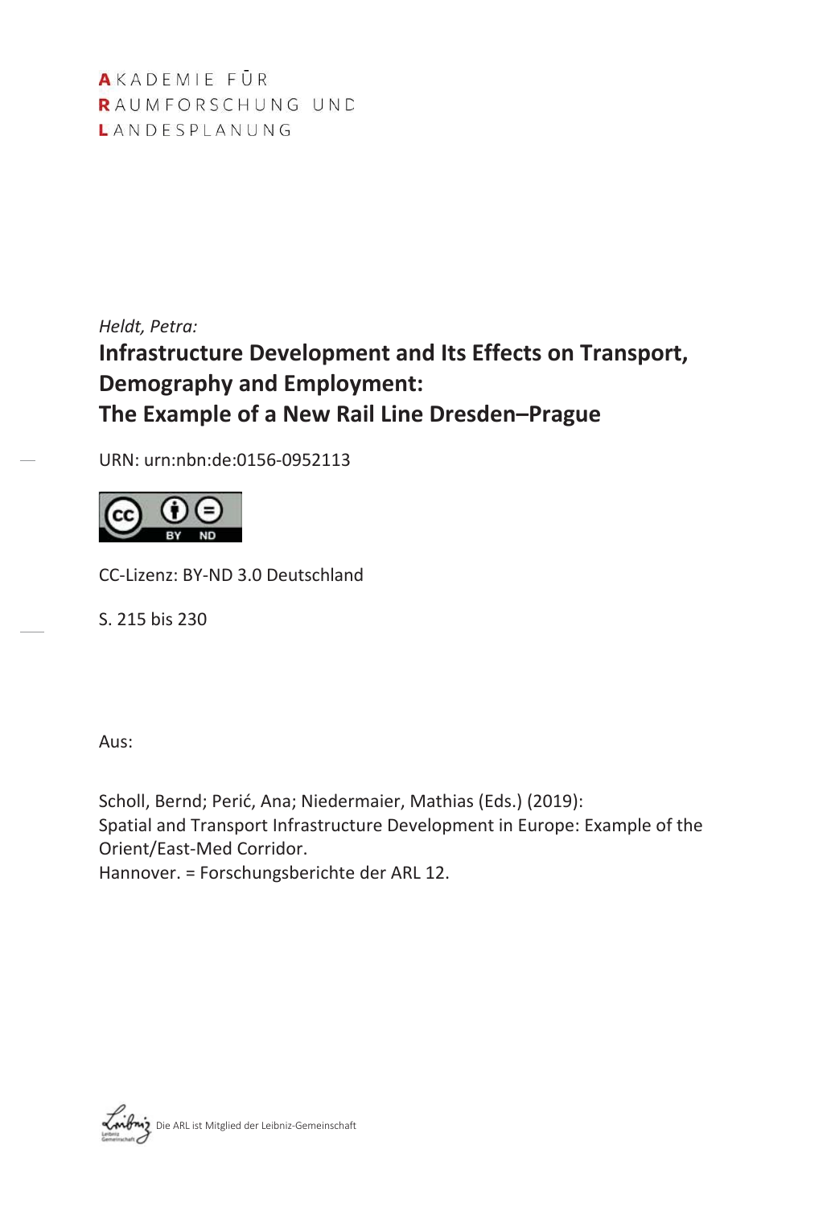AKADEMIE FÜR
RAUMFORSCHUNG UND
LANDESPLANUNG

*Heldt, Petra:*

# Infrastructure Development and Its Effects on Transport, Demography and Employment: The Example of a New Rail Line Dresden–Prague

URN: urn:nbn:de:0156-0952113

CC-Lizenz: BY-ND 3.0 Deutschland

S. 215 bis 230

Aus:

Scholl, Bernd; Perić, Ana; Niedermaier, Mathias (Eds.) (2019):
Spatial and Transport Infrastructure Development in Europe: Example of the Orient/East-Med Corridor.
Hannover. = Forschungsberichte der ARL 12.

Die ARL ist Mitglied der Leibniz-Gemeinschaft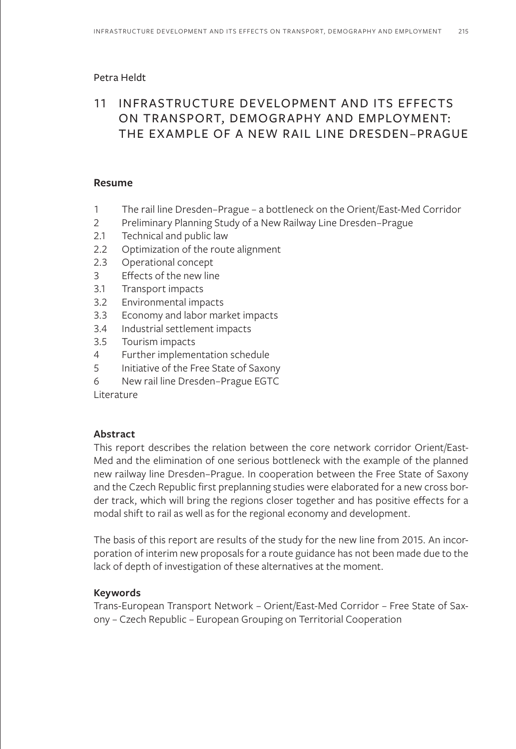Petra Heldt

# 11 INFRASTRUCTURE DEVELOPMENT AND ITS EFFECTS ON TRANSPORT, DEMOGRAPHY AND EMPLOYMENT: THE EXAMPLE OF A NEW RAIL LINE DRESDEN–PRAGUE

**Resume**

1 The rail line Dresden–Prague – a bottleneck on the Orient/East-Med Corridor
2 Preliminary Planning Study of a New Railway Line Dresden–Prague
2.1 Technical and public law
2.2 Optimization of the route alignment
2.3 Operational concept
3 Effects of the new line
3.1 Transport impacts
3.2 Environmental impacts
3.3 Economy and labor market impacts
3.4 Industrial settlement impacts
3.5 Tourism impacts
4 Further implementation schedule
5 Initiative of the Free State of Saxony
6 New rail line Dresden–Prague EGTC
Literature

**Abstract**

This report describes the relation between the core network corridor Orient/East-Med and the elimination of one serious bottleneck with the example of the planned new railway line Dresden–Prague. In cooperation between the Free State of Saxony and the Czech Republic first preplanning studies were elaborated for a new cross border track, which will bring the regions closer together and has positive effects for a modal shift to rail as well as for the regional economy and development.

The basis of this report are results of the study for the new line from 2015. An incorporation of interim new proposals for a route guidance has not been made due to the lack of depth of investigation of these alternatives at the moment.

**Keywords**

Trans-European Transport Network – Orient/East-Med Corridor – Free State of Saxony – Czech Republic – European Grouping on Territorial Cooperation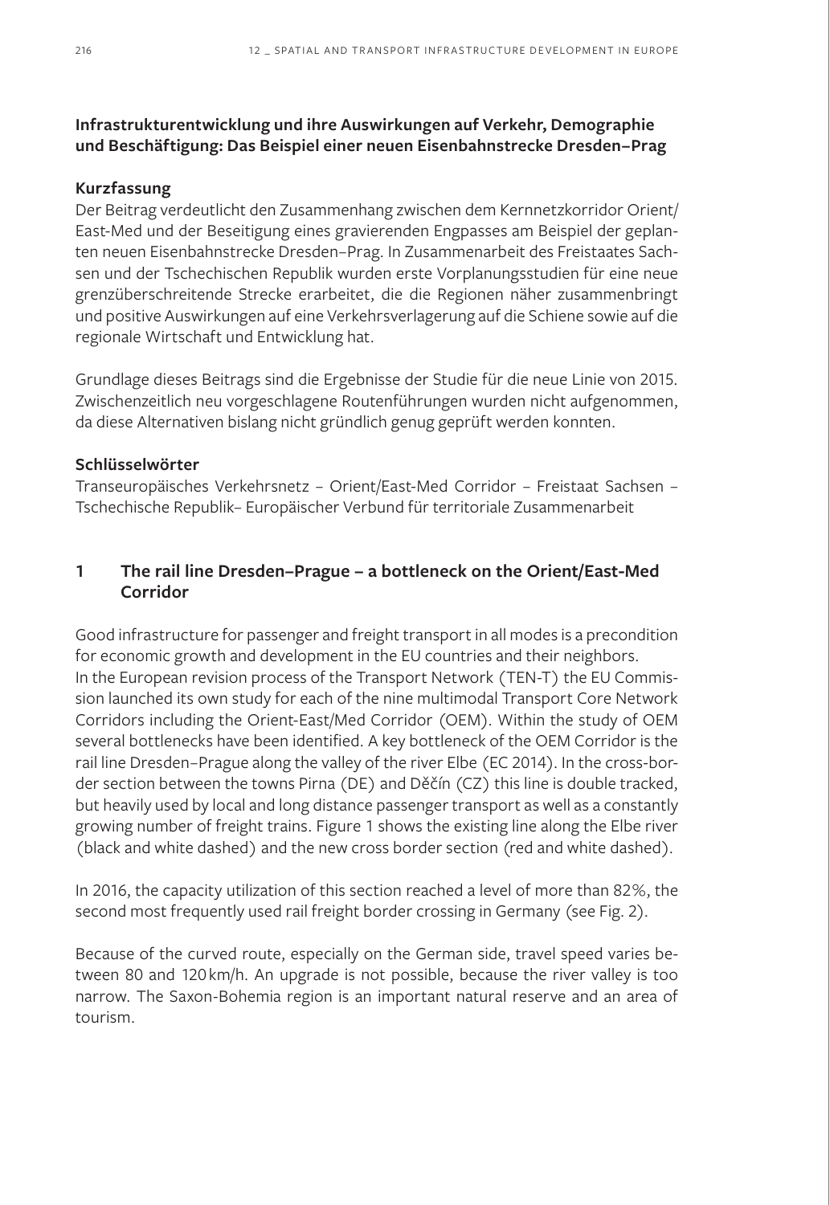**Infrastrukturentwicklung und ihre Auswirkungen auf Verkehr, Demographie und Beschäftigung: Das Beispiel einer neuen Eisenbahnstrecke Dresden–Prag**

**Kurzfassung**

Der Beitrag verdeutlicht den Zusammenhang zwischen dem Kernnetzkorridor Orient/East-Med und der Beseitigung eines gravierenden Engpasses am Beispiel der geplanten neuen Eisenbahnstrecke Dresden–Prag. In Zusammenarbeit des Freistaates Sachsen und der Tschechischen Republik wurden erste Vorplanungsstudien für eine neue grenzüberschreitende Strecke erarbeitet, die die Regionen näher zusammenbringt und positive Auswirkungen auf eine Verkehrsverlagerung auf die Schiene sowie auf die regionale Wirtschaft und Entwicklung hat.

Grundlage dieses Beitrags sind die Ergebnisse der Studie für die neue Linie von 2015. Zwischenzeitlich neu vorgeschlagene Routenführungen wurden nicht aufgenommen, da diese Alternativen bislang nicht gründlich genug geprüft werden konnten.

**Schlüsselwörter**

Transeuropäisches Verkehrsnetz – Orient/East-Med Corridor – Freistaat Sachsen – Tschechische Republik– Europäischer Verbund für territoriale Zusammenarbeit

## 1 The rail line Dresden–Prague – a bottleneck on the Orient/East-Med Corridor

Good infrastructure for passenger and freight transport in all modes is a precondition for economic growth and development in the EU countries and their neighbors.
In the European revision process of the Transport Network (TEN-T) the EU Commission launched its own study for each of the nine multimodal Transport Core Network Corridors including the Orient-East/Med Corridor (OEM). Within the study of OEM several bottlenecks have been identified. A key bottleneck of the OEM Corridor is the rail line Dresden–Prague along the valley of the river Elbe (EC 2014). In the cross-border section between the towns Pirna (DE) and Děčín (CZ) this line is double tracked, but heavily used by local and long distance passenger transport as well as a constantly growing number of freight trains. Figure 1 shows the existing line along the Elbe river (black and white dashed) and the new cross border section (red and white dashed).

In 2016, the capacity utilization of this section reached a level of more than 82%, the second most frequently used rail freight border crossing in Germany (see Fig. 2).

Because of the curved route, especially on the German side, travel speed varies between 80 and 120 km/h. An upgrade is not possible, because the river valley is too narrow. The Saxon-Bohemia region is an important natural reserve and an area of tourism.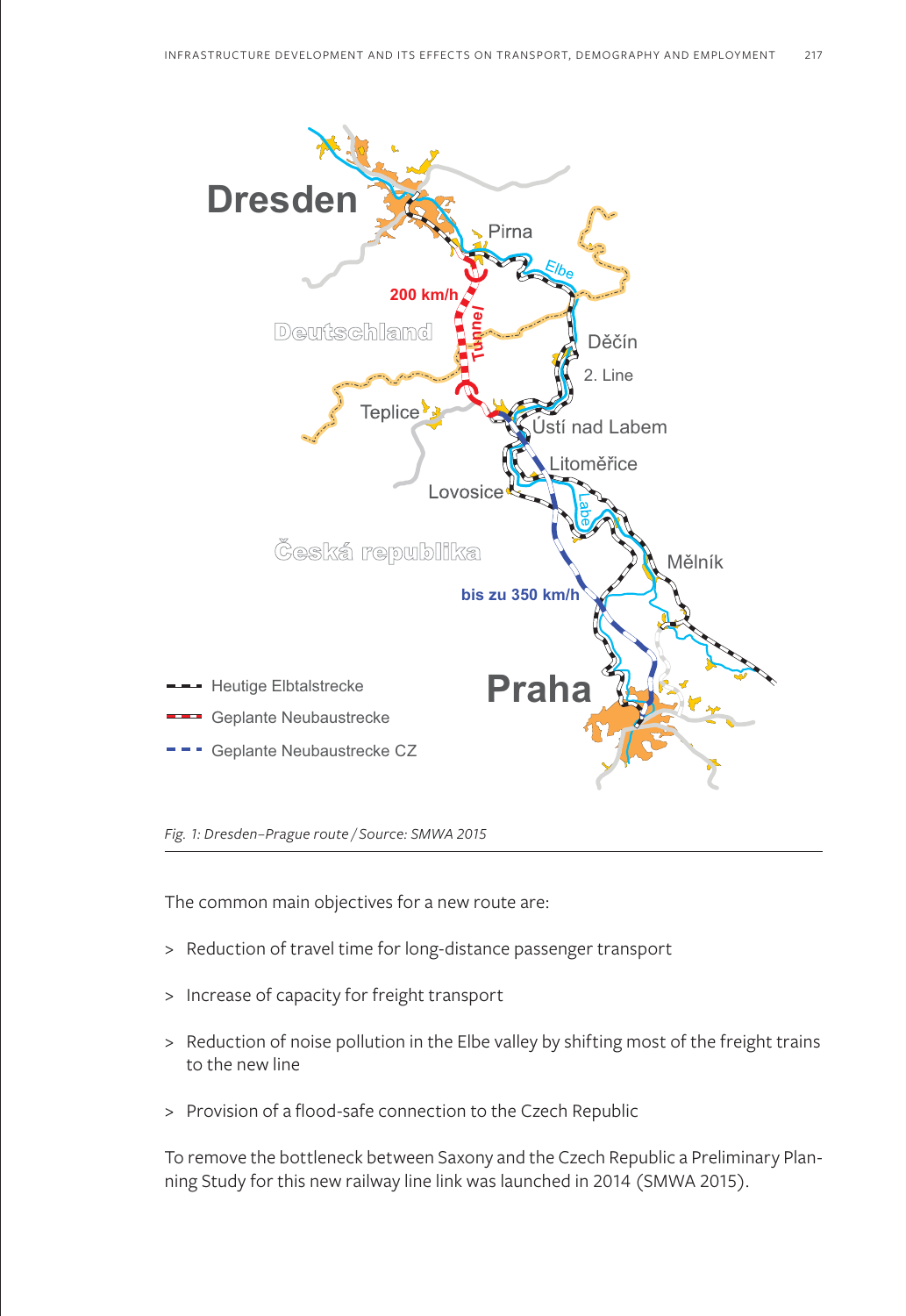*Fig. 1: Dresden–Prague route / Source: SMWA 2015*

The common main objectives for a new route are:

- Reduction of travel time for long-distance passenger transport
- Increase of capacity for freight transport
- Reduction of noise pollution in the Elbe valley by shifting most of the freight trains to the new line
- Provision of a flood-safe connection to the Czech Republic

To remove the bottleneck between Saxony and the Czech Republic a Preliminary Planning Study for this new railway line link was launched in 2014 (SMWA 2015).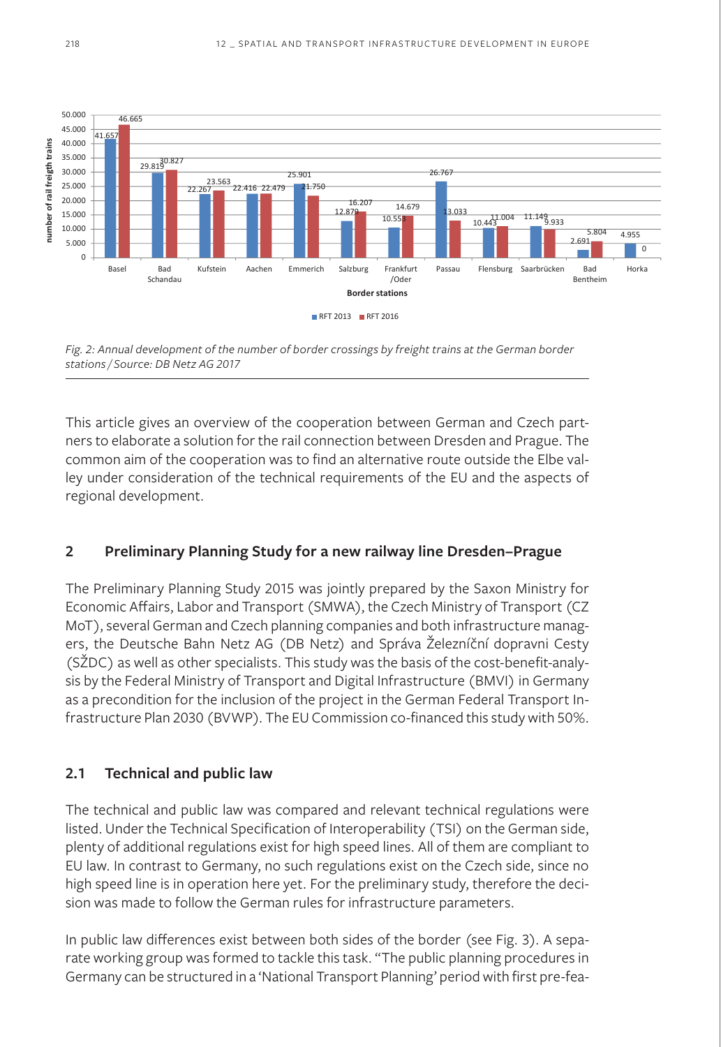| Border stations | RFT 2013 | RFT 2016 |
|---|---|---|
| Basel | 41.657 | 46.665 |
| Bad Schandau | 29.819 | 30.827 |
| Kufstein | 22.267 | 23.563 |
| Aachen | 22.416 | 22.479 |
| Emmerich | 25.901 | 21.750 |
| Salzburg | 12.879 | 16.207 |
| Frankfurt /Oder | 10.553 | 14.679 |
| Passau | 26.767 | 13.033 |
| Flensburg | 10.443 | 11.004 |
| Saarbrücken | 11.149 | 9.933 |
| Bad Bentheim | 2.691 | 5.804 |
| Horka | 4.955 | 0 |

*Fig. 2: Annual development of the number of border crossings by freight trains at the German border stations / Source: DB Netz AG 2017*

This article gives an overview of the cooperation between German and Czech partners to elaborate a solution for the rail connection between Dresden and Prague. The common aim of the cooperation was to find an alternative route outside the Elbe valley under consideration of the technical requirements of the EU and the aspects of regional development.

## 2 Preliminary Planning Study for a new railway line Dresden–Prague

The Preliminary Planning Study 2015 was jointly prepared by the Saxon Ministry for Economic Affairs, Labor and Transport (SMWA), the Czech Ministry of Transport (CZ MoT), several German and Czech planning companies and both infrastructure managers, the Deutsche Bahn Netz AG (DB Netz) and Správa Železníční dopravni Cesty (SŽDC) as well as other specialists. This study was the basis of the cost-benefit-analysis by the Federal Ministry of Transport and Digital Infrastructure (BMVI) in Germany as a precondition for the inclusion of the project in the German Federal Transport Infrastructure Plan 2030 (BVWP). The EU Commission co-financed this study with 50%.

### 2.1 Technical and public law

The technical and public law was compared and relevant technical regulations were listed. Under the Technical Specification of Interoperability (TSI) on the German side, plenty of additional regulations exist for high speed lines. All of them are compliant to EU law. In contrast to Germany, no such regulations exist on the Czech side, since no high speed line is in operation here yet. For the preliminary study, therefore the decision was made to follow the German rules for infrastructure parameters.

In public law differences exist between both sides of the border (see Fig. 3). A separate working group was formed to tackle this task. "The public planning procedures in Germany can be structured in a 'National Transport Planning' period with first pre-fea-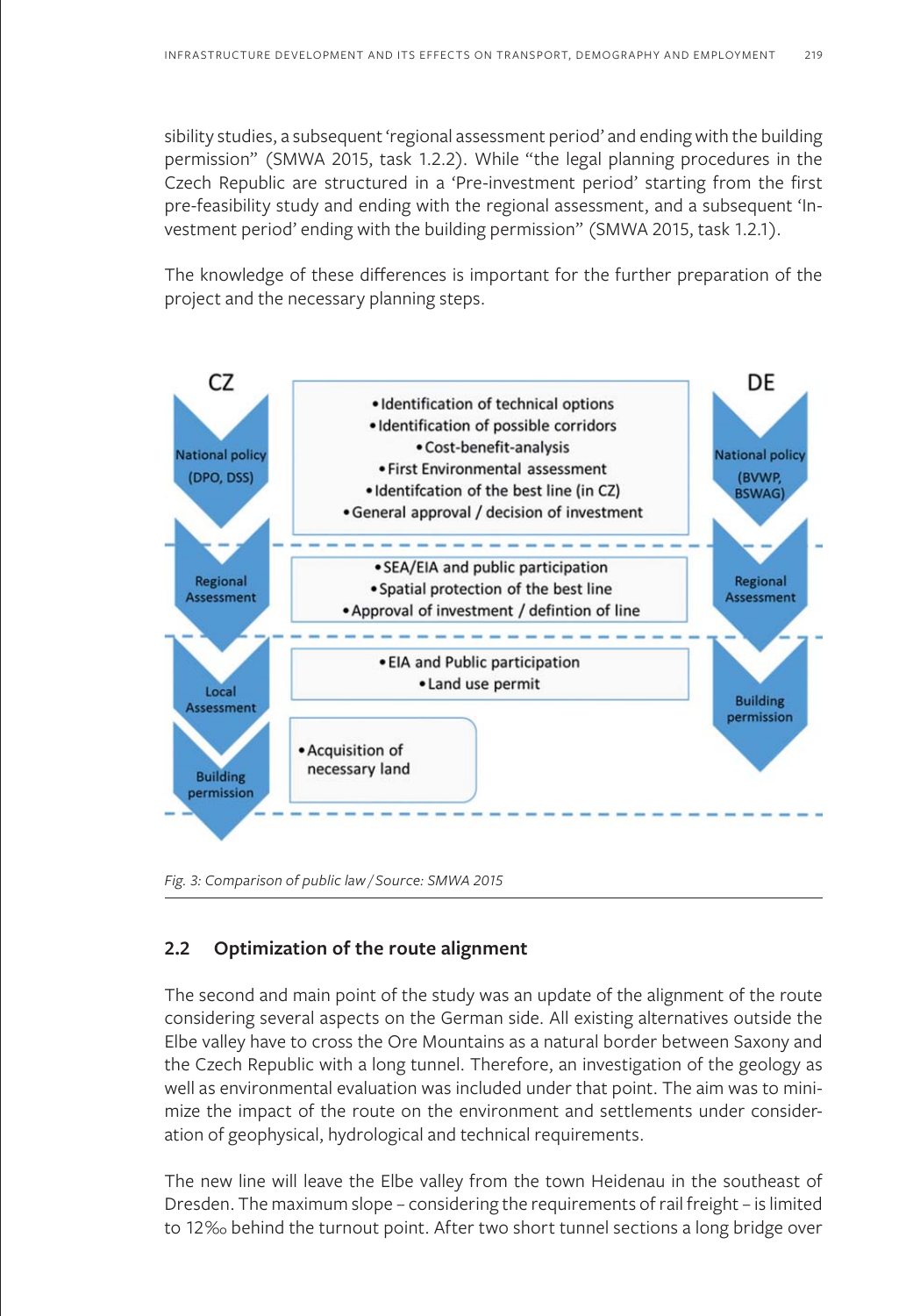sibility studies, a subsequent 'regional assessment period' and ending with the building permission" (SMWA 2015, task 1.2.2). While "the legal planning procedures in the Czech Republic are structured in a 'Pre-investment period' starting from the first pre-feasibility study and ending with the regional assessment, and a subsequent 'Investment period' ending with the building permission" (SMWA 2015, task 1.2.1).

The knowledge of these differences is important for the further preparation of the project and the necessary planning steps.

| CZ | | DE |
|---|---|---|
| National policy (DPO, DSS) | • Identification of technical options<br>• Identification of possible corridors<br>• Cost-benefit-analysis<br>• First Environmental assessment<br>• Identifcation of the best line (in CZ)<br>• General approval / decision of investment | National policy (BVWP, BSWAG) |
| Regional Assessment | • SEA/EIA and public participation<br>• Spatial protection of the best line<br>• Approval of investment / defintion of line | Regional Assessment |
| Local Assessment | • EIA and Public participation<br>• Land use permit | Building permission |
| Building permission | • Acquisition of necessary land | |

*Fig. 3: Comparison of public law / Source: SMWA 2015*

## 2.2 Optimization of the route alignment

The second and main point of the study was an update of the alignment of the route considering several aspects on the German side. All existing alternatives outside the Elbe valley have to cross the Ore Mountains as a natural border between Saxony and the Czech Republic with a long tunnel. Therefore, an investigation of the geology as well as environmental evaluation was included under that point. The aim was to minimize the impact of the route on the environment and settlements under consideration of geophysical, hydrological and technical requirements.

The new line will leave the Elbe valley from the town Heidenau in the southeast of Dresden. The maximum slope – considering the requirements of rail freight – is limited to 12‰ behind the turnout point. After two short tunnel sections a long bridge over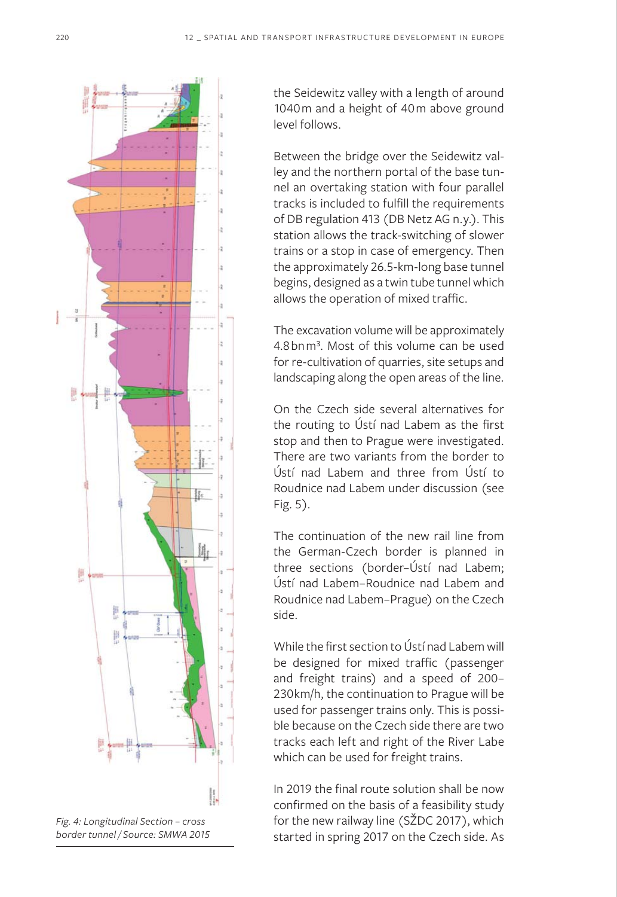Fig. 4: Longitudinal Section – cross border tunnel / Source: SMWA 2015

the Seidewitz valley with a length of around 1040 m and a height of 40 m above ground level follows.

Between the bridge over the Seidewitz valley and the northern portal of the base tunnel an overtaking station with four parallel tracks is included to fulfill the requirements of DB regulation 413 (DB Netz AG n.y.). This station allows the track-switching of slower trains or a stop in case of emergency. Then the approximately 26.5-km-long base tunnel begins, designed as a twin tube tunnel which allows the operation of mixed traffic.

The excavation volume will be approximately 4.8 bn m³. Most of this volume can be used for re-cultivation of quarries, site setups and landscaping along the open areas of the line.

On the Czech side several alternatives for the routing to Ústí nad Labem as the first stop and then to Prague were investigated. There are two variants from the border to Ústí nad Labem and three from Ústí to Roudnice nad Labem under discussion (see Fig. 5).

The continuation of the new rail line from the German-Czech border is planned in three sections (border–Ústí nad Labem; Ústí nad Labem–Roudnice nad Labem and Roudnice nad Labem–Prague) on the Czech side.

While the first section to Ústí nad Labem will be designed for mixed traffic (passenger and freight trains) and a speed of 200–230 km/h, the continuation to Prague will be used for passenger trains only. This is possible because on the Czech side there are two tracks each left and right of the River Labe which can be used for freight trains.

In 2019 the final route solution shall be now confirmed on the basis of a feasibility study for the new railway line (SŽDC 2017), which started in spring 2017 on the Czech side. As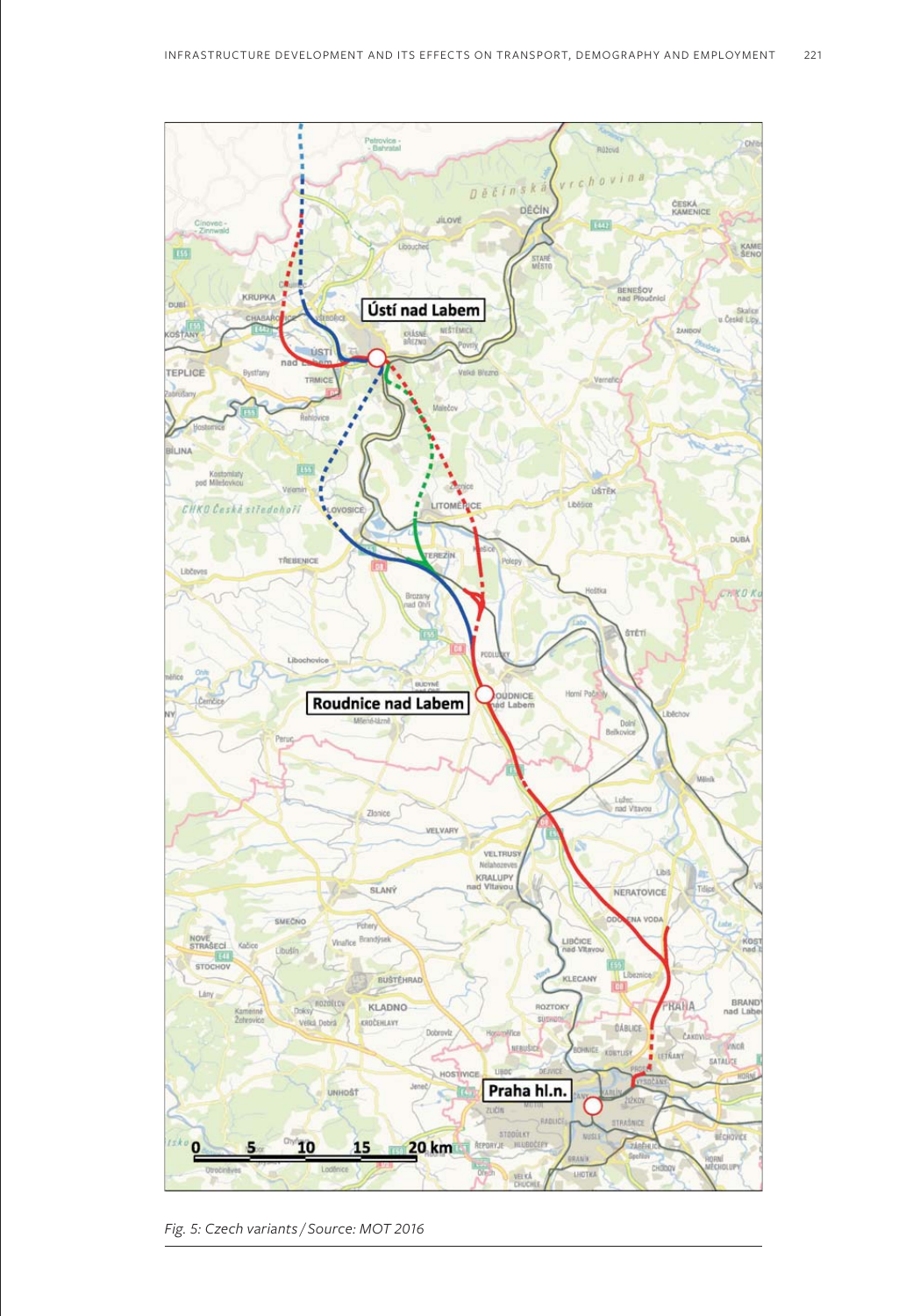*Fig. 5: Czech variants / Source: MOT 2016*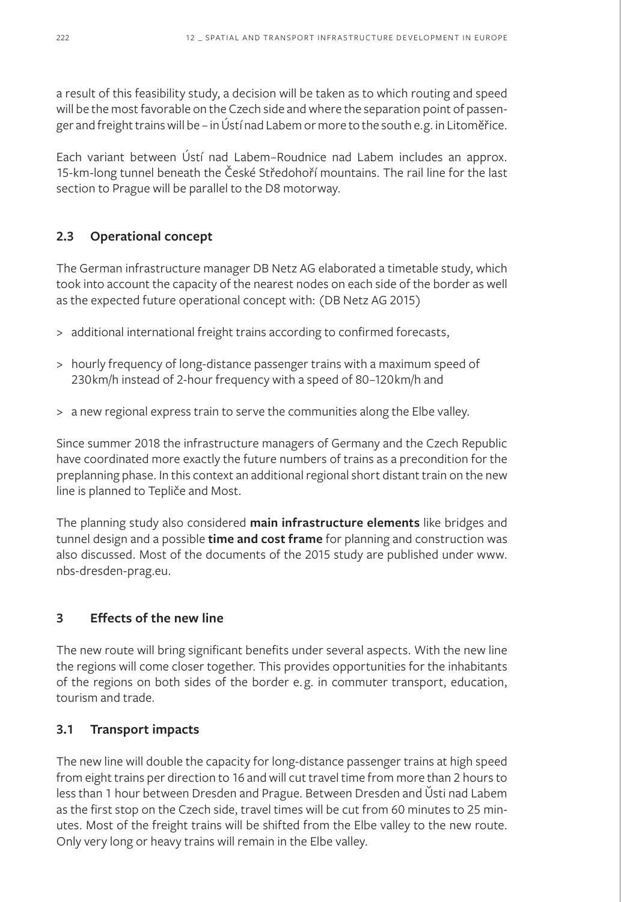a result of this feasibility study, a decision will be taken as to which routing and speed will be the most favorable on the Czech side and where the separation point of passenger and freight trains will be – in Ústí nad Labem or more to the south e.g. in Litoměřice.

Each variant between Ústí nad Labem–Roudnice nad Labem includes an approx. 15-km-long tunnel beneath the České Středohoří mountains. The rail line for the last section to Prague will be parallel to the D8 motorway.

## 2.3 Operational concept

The German infrastructure manager DB Netz AG elaborated a timetable study, which took into account the capacity of the nearest nodes on each side of the border as well as the expected future operational concept with: (DB Netz AG 2015)

- additional international freight trains according to confirmed forecasts,
- hourly frequency of long-distance passenger trains with a maximum speed of 230 km/h instead of 2-hour frequency with a speed of 80–120 km/h and
- a new regional express train to serve the communities along the Elbe valley.

Since summer 2018 the infrastructure managers of Germany and the Czech Republic have coordinated more exactly the future numbers of trains as a precondition for the preplanning phase. In this context an additional regional short distant train on the new line is planned to Tepliče and Most.

The planning study also considered **main infrastructure elements** like bridges and tunnel design and a possible **time and cost frame** for planning and construction was also discussed. Most of the documents of the 2015 study are published under www.nbs-dresden-prag.eu.

# 3 Effects of the new line

The new route will bring significant benefits under several aspects. With the new line the regions will come closer together. This provides opportunities for the inhabitants of the regions on both sides of the border e.g. in commuter transport, education, tourism and trade.

## 3.1 Transport impacts

The new line will double the capacity for long-distance passenger trains at high speed from eight trains per direction to 16 and will cut travel time from more than 2 hours to less than 1 hour between Dresden and Prague. Between Dresden and Ůsti nad Labem as the first stop on the Czech side, travel times will be cut from 60 minutes to 25 minutes. Most of the freight trains will be shifted from the Elbe valley to the new route. Only very long or heavy trains will remain in the Elbe valley.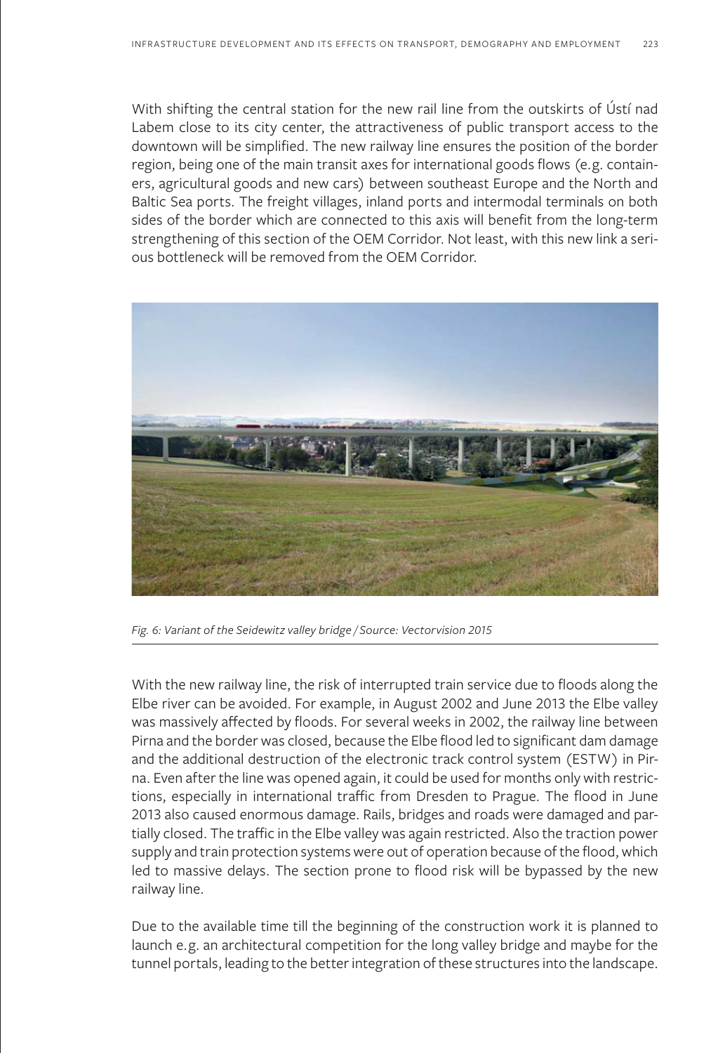With shifting the central station for the new rail line from the outskirts of Ústí nad Labem close to its city center, the attractiveness of public transport access to the downtown will be simplified. The new railway line ensures the position of the border region, being one of the main transit axes for international goods flows (e.g. containers, agricultural goods and new cars) between southeast Europe and the North and Baltic Sea ports. The freight villages, inland ports and intermodal terminals on both sides of the border which are connected to this axis will benefit from the long-term strengthening of this section of the OEM Corridor. Not least, with this new link a serious bottleneck will be removed from the OEM Corridor.

*Fig. 6: Variant of the Seidewitz valley bridge / Source: Vectorvision 2015*

With the new railway line, the risk of interrupted train service due to floods along the Elbe river can be avoided. For example, in August 2002 and June 2013 the Elbe valley was massively affected by floods. For several weeks in 2002, the railway line between Pirna and the border was closed, because the Elbe flood led to significant dam damage and the additional destruction of the electronic track control system (ESTW) in Pirna. Even after the line was opened again, it could be used for months only with restrictions, especially in international traffic from Dresden to Prague. The flood in June 2013 also caused enormous damage. Rails, bridges and roads were damaged and partially closed. The traffic in the Elbe valley was again restricted. Also the traction power supply and train protection systems were out of operation because of the flood, which led to massive delays. The section prone to flood risk will be bypassed by the new railway line.

Due to the available time till the beginning of the construction work it is planned to launch e.g. an architectural competition for the long valley bridge and maybe for the tunnel portals, leading to the better integration of these structures into the landscape.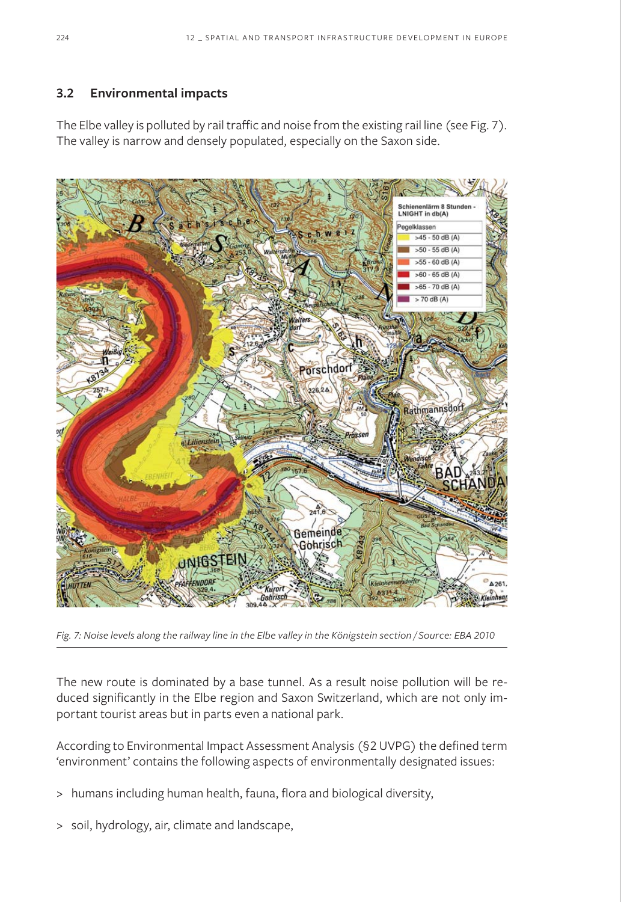### 3.2 Environmental impacts

The Elbe valley is polluted by rail traffic and noise from the existing rail line (see Fig. 7). The valley is narrow and densely populated, especially on the Saxon side.

*Fig. 7: Noise levels along the railway line in the Elbe valley in the Königstein section / Source: EBA 2010*

The new route is dominated by a base tunnel. As a result noise pollution will be reduced significantly in the Elbe region and Saxon Switzerland, which are not only important tourist areas but in parts even a national park.

According to Environmental Impact Assessment Analysis (§2 UVPG) the defined term 'environment' contains the following aspects of environmentally designated issues:

> humans including human health, fauna, flora and biological diversity,

> soil, hydrology, air, climate and landscape,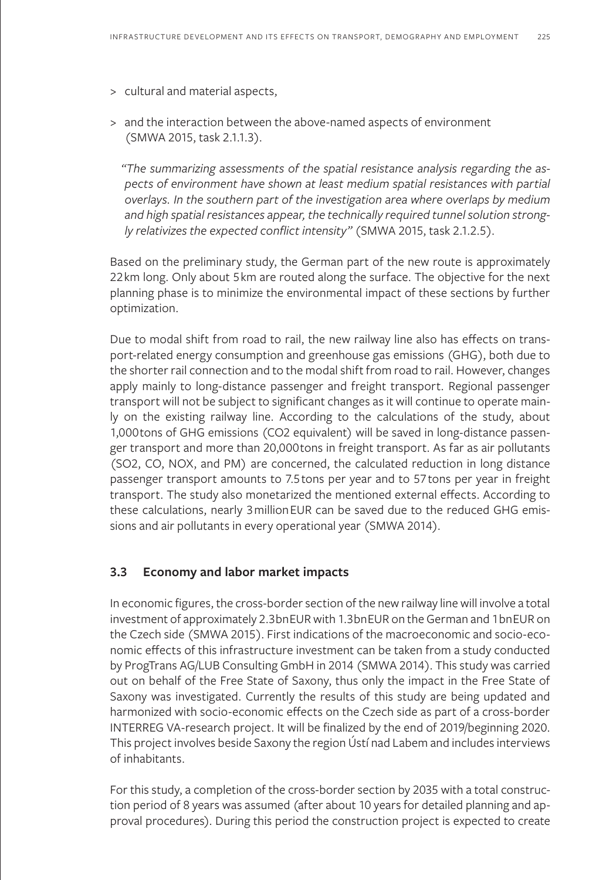> cultural and material aspects,

> and the interaction between the above-named aspects of environment (SMWA 2015, task 2.1.1.3).

*"The summarizing assessments of the spatial resistance analysis regarding the aspects of environment have shown at least medium spatial resistances with partial overlays. In the southern part of the investigation area where overlaps by medium and high spatial resistances appear, the technically required tunnel solution strongly relativizes the expected conflict intensity"* (SMWA 2015, task 2.1.2.5).

Based on the preliminary study, the German part of the new route is approximately 22 km long. Only about 5 km are routed along the surface. The objective for the next planning phase is to minimize the environmental impact of these sections by further optimization.

Due to modal shift from road to rail, the new railway line also has effects on transport-related energy consumption and greenhouse gas emissions (GHG), both due to the shorter rail connection and to the modal shift from road to rail. However, changes apply mainly to long-distance passenger and freight transport. Regional passenger transport will not be subject to significant changes as it will continue to operate mainly on the existing railway line. According to the calculations of the study, about 1,000 tons of GHG emissions (CO2 equivalent) will be saved in long-distance passenger transport and more than 20,000 tons in freight transport. As far as air pollutants (SO2, CO, NOX, and PM) are concerned, the calculated reduction in long distance passenger transport amounts to 7.5 tons per year and to 57 tons per year in freight transport. The study also monetarized the mentioned external effects. According to these calculations, nearly 3 million EUR can be saved due to the reduced GHG emissions and air pollutants in every operational year (SMWA 2014).

### 3.3 Economy and labor market impacts

In economic figures, the cross-border section of the new railway line will involve a total investment of approximately 2.3 bn EUR with 1.3 bn EUR on the German and 1 bn EUR on the Czech side (SMWA 2015). First indications of the macroeconomic and socio-economic effects of this infrastructure investment can be taken from a study conducted by ProgTrans AG/LUB Consulting GmbH in 2014 (SMWA 2014). This study was carried out on behalf of the Free State of Saxony, thus only the impact in the Free State of Saxony was investigated. Currently the results of this study are being updated and harmonized with socio-economic effects on the Czech side as part of a cross-border INTERREG VA-research project. It will be finalized by the end of 2019/beginning 2020. This project involves beside Saxony the region Ústí nad Labem and includes interviews of inhabitants.

For this study, a completion of the cross-border section by 2035 with a total construction period of 8 years was assumed (after about 10 years for detailed planning and approval procedures). During this period the construction project is expected to create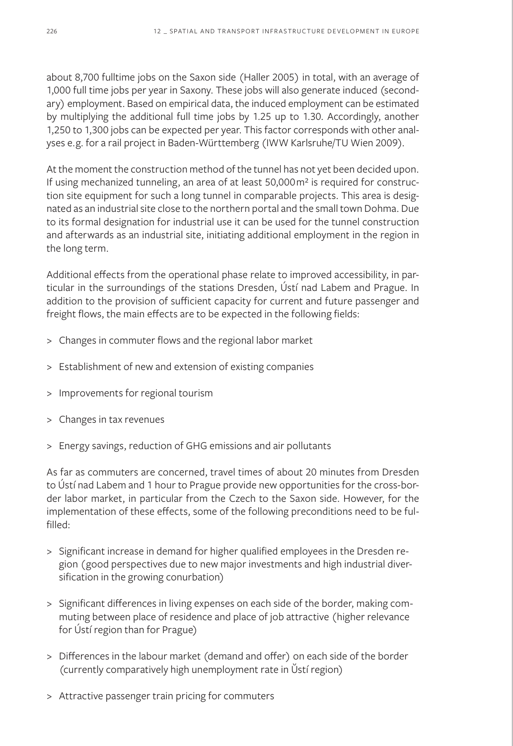about 8,700 fulltime jobs on the Saxon side (Haller 2005) in total, with an average of 1,000 full time jobs per year in Saxony. These jobs will also generate induced (secondary) employment. Based on empirical data, the induced employment can be estimated by multiplying the additional full time jobs by 1.25 up to 1.30. Accordingly, another 1,250 to 1,300 jobs can be expected per year. This factor corresponds with other analyses e.g. for a rail project in Baden-Württemberg (IWW Karlsruhe/TU Wien 2009).

At the moment the construction method of the tunnel has not yet been decided upon. If using mechanized tunneling, an area of at least 50,000 m² is required for construction site equipment for such a long tunnel in comparable projects. This area is designated as an industrial site close to the northern portal and the small town Dohma. Due to its formal designation for industrial use it can be used for the tunnel construction and afterwards as an industrial site, initiating additional employment in the region in the long term.

Additional effects from the operational phase relate to improved accessibility, in particular in the surroundings of the stations Dresden, Ústí nad Labem and Prague. In addition to the provision of sufficient capacity for current and future passenger and freight flows, the main effects are to be expected in the following fields:

> Changes in commuter flows and the regional labor market

> Establishment of new and extension of existing companies

> Improvements for regional tourism

> Changes in tax revenues

> Energy savings, reduction of GHG emissions and air pollutants

As far as commuters are concerned, travel times of about 20 minutes from Dresden to Ústí nad Labem and 1 hour to Prague provide new opportunities for the cross-border labor market, in particular from the Czech to the Saxon side. However, for the implementation of these effects, some of the following preconditions need to be fulfilled:

> Significant increase in demand for higher qualified employees in the Dresden region (good perspectives due to new major investments and high industrial diversification in the growing conurbation)

> Significant differences in living expenses on each side of the border, making commuting between place of residence and place of job attractive (higher relevance for Ústí region than for Prague)

> Differences in the labour market (demand and offer) on each side of the border (currently comparatively high unemployment rate in Ǔstí region)

> Attractive passenger train pricing for commuters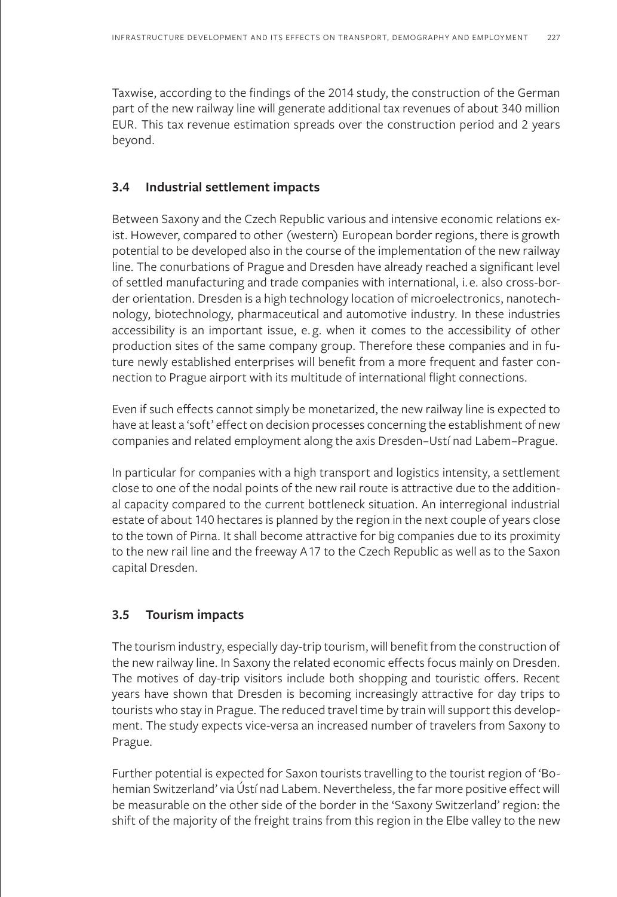Taxwise, according to the findings of the 2014 study, the construction of the German part of the new railway line will generate additional tax revenues of about 340 million EUR. This tax revenue estimation spreads over the construction period and 2 years beyond.

### 3.4 Industrial settlement impacts

Between Saxony and the Czech Republic various and intensive economic relations exist. However, compared to other (western) European border regions, there is growth potential to be developed also in the course of the implementation of the new railway line. The conurbations of Prague and Dresden have already reached a significant level of settled manufacturing and trade companies with international, i. e. also cross-border orientation. Dresden is a high technology location of microelectronics, nanotechnology, biotechnology, pharmaceutical and automotive industry. In these industries accessibility is an important issue, e. g. when it comes to the accessibility of other production sites of the same company group. Therefore these companies and in future newly established enterprises will benefit from a more frequent and faster connection to Prague airport with its multitude of international flight connections.

Even if such effects cannot simply be monetarized, the new railway line is expected to have at least a 'soft' effect on decision processes concerning the establishment of new companies and related employment along the axis Dresden–Ustí nad Labem–Prague.

In particular for companies with a high transport and logistics intensity, a settlement close to one of the nodal points of the new rail route is attractive due to the additional capacity compared to the current bottleneck situation. An interregional industrial estate of about 140 hectares is planned by the region in the next couple of years close to the town of Pirna. It shall become attractive for big companies due to its proximity to the new rail line and the freeway A17 to the Czech Republic as well as to the Saxon capital Dresden.

### 3.5 Tourism impacts

The tourism industry, especially day-trip tourism, will benefit from the construction of the new railway line. In Saxony the related economic effects focus mainly on Dresden. The motives of day-trip visitors include both shopping and touristic offers. Recent years have shown that Dresden is becoming increasingly attractive for day trips to tourists who stay in Prague. The reduced travel time by train will support this development. The study expects vice-versa an increased number of travelers from Saxony to Prague.

Further potential is expected for Saxon tourists travelling to the tourist region of 'Bohemian Switzerland' via Ústí nad Labem. Nevertheless, the far more positive effect will be measurable on the other side of the border in the 'Saxony Switzerland' region: the shift of the majority of the freight trains from this region in the Elbe valley to the new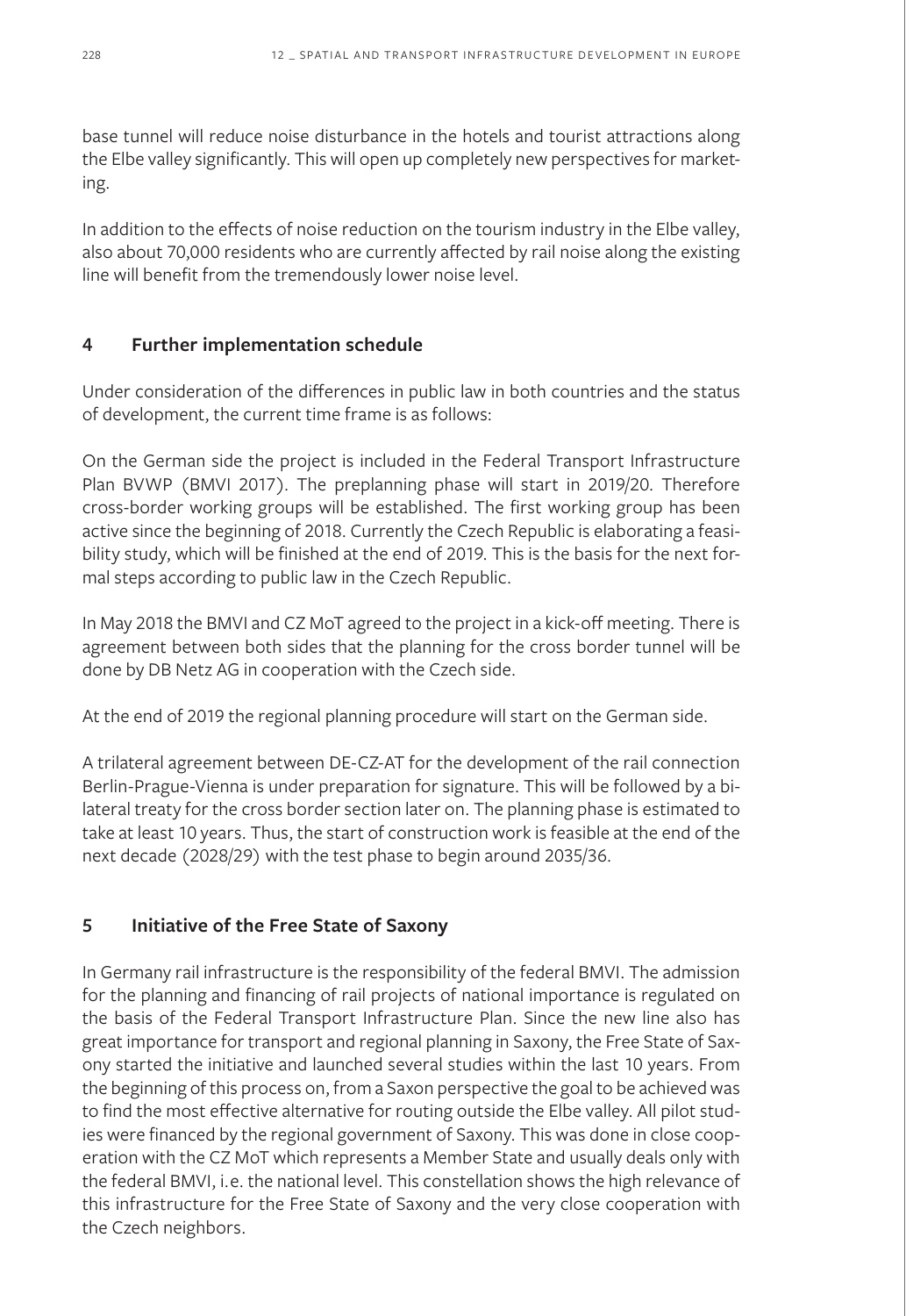base tunnel will reduce noise disturbance in the hotels and tourist attractions along the Elbe valley significantly. This will open up completely new perspectives for marketing.

In addition to the effects of noise reduction on the tourism industry in the Elbe valley, also about 70,000 residents who are currently affected by rail noise along the existing line will benefit from the tremendously lower noise level.

## 4 Further implementation schedule

Under consideration of the differences in public law in both countries and the status of development, the current time frame is as follows:

On the German side the project is included in the Federal Transport Infrastructure Plan BVWP (BMVI 2017). The preplanning phase will start in 2019/20. Therefore cross-border working groups will be established. The first working group has been active since the beginning of 2018. Currently the Czech Republic is elaborating a feasibility study, which will be finished at the end of 2019. This is the basis for the next formal steps according to public law in the Czech Republic.

In May 2018 the BMVI and CZ MoT agreed to the project in a kick-off meeting. There is agreement between both sides that the planning for the cross border tunnel will be done by DB Netz AG in cooperation with the Czech side.

At the end of 2019 the regional planning procedure will start on the German side.

A trilateral agreement between DE-CZ-AT for the development of the rail connection Berlin-Prague-Vienna is under preparation for signature. This will be followed by a bilateral treaty for the cross border section later on. The planning phase is estimated to take at least 10 years. Thus, the start of construction work is feasible at the end of the next decade (2028/29) with the test phase to begin around 2035/36.

## 5 Initiative of the Free State of Saxony

In Germany rail infrastructure is the responsibility of the federal BMVI. The admission for the planning and financing of rail projects of national importance is regulated on the basis of the Federal Transport Infrastructure Plan. Since the new line also has great importance for transport and regional planning in Saxony, the Free State of Saxony started the initiative and launched several studies within the last 10 years. From the beginning of this process on, from a Saxon perspective the goal to be achieved was to find the most effective alternative for routing outside the Elbe valley. All pilot studies were financed by the regional government of Saxony. This was done in close cooperation with the CZ MoT which represents a Member State and usually deals only with the federal BMVI, i.e. the national level. This constellation shows the high relevance of this infrastructure for the Free State of Saxony and the very close cooperation with the Czech neighbors.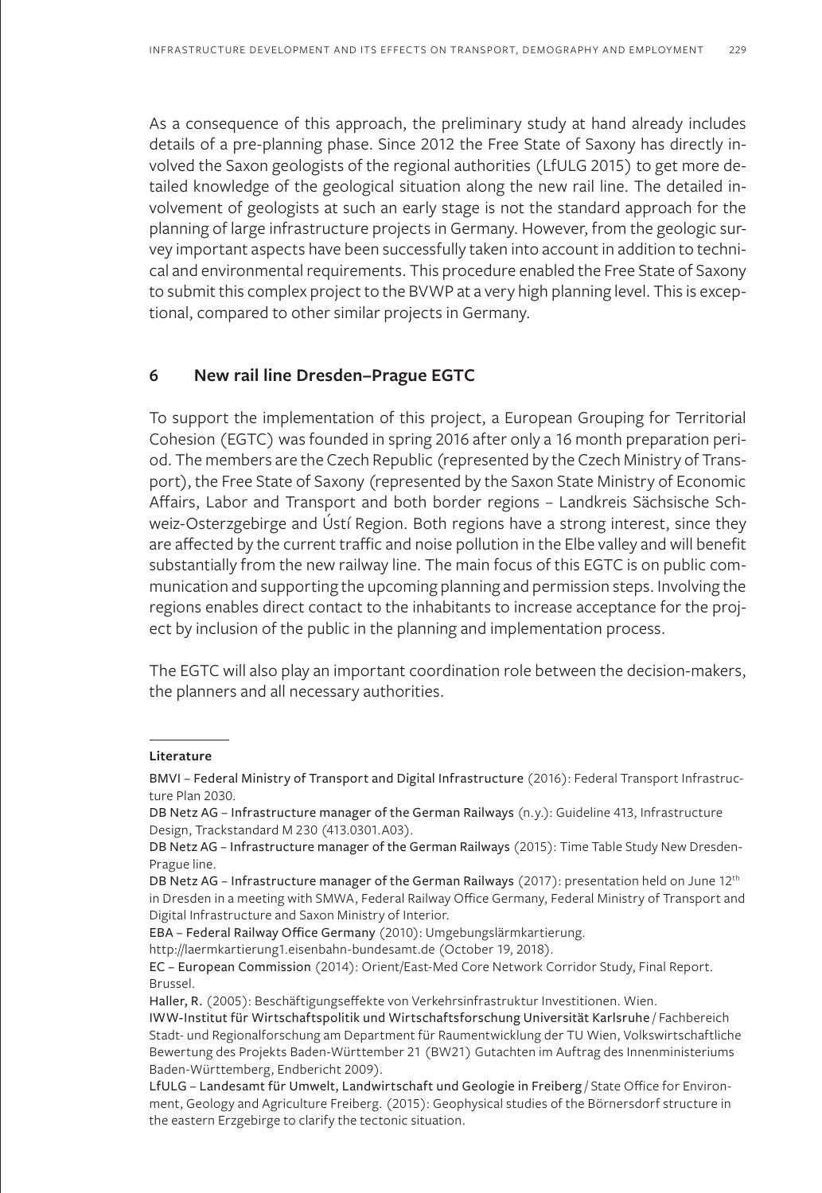As a consequence of this approach, the preliminary study at hand already includes details of a pre-planning phase. Since 2012 the Free State of Saxony has directly involved the Saxon geologists of the regional authorities (LfULG 2015) to get more detailed knowledge of the geological situation along the new rail line. The detailed involvement of geologists at such an early stage is not the standard approach for the planning of large infrastructure projects in Germany. However, from the geologic survey important aspects have been successfully taken into account in addition to technical and environmental requirements. This procedure enabled the Free State of Saxony to submit this complex project to the BVWP at a very high planning level. This is exceptional, compared to other similar projects in Germany.

## 6 New rail line Dresden–Prague EGTC

To support the implementation of this project, a European Grouping for Territorial Cohesion (EGTC) was founded in spring 2016 after only a 16 month preparation period. The members are the Czech Republic (represented by the Czech Ministry of Transport), the Free State of Saxony (represented by the Saxon State Ministry of Economic Affairs, Labor and Transport and both border regions – Landkreis Sächsische Schweiz-Osterzgebirge and Ústí Region. Both regions have a strong interest, since they are affected by the current traffic and noise pollution in the Elbe valley and will benefit substantially from the new railway line. The main focus of this EGTC is on public communication and supporting the upcoming planning and permission steps. Involving the regions enables direct contact to the inhabitants to increase acceptance for the project by inclusion of the public in the planning and implementation process.

The EGTC will also play an important coordination role between the decision-makers, the planners and all necessary authorities.

**Literature**

BMVI – Federal Ministry of Transport and Digital Infrastructure (2016): Federal Transport Infrastructure Plan 2030.

DB Netz AG – Infrastructure manager of the German Railways (n.y.): Guideline 413, Infrastructure Design, Trackstandard M 230 (413.0301.A03).

DB Netz AG – Infrastructure manager of the German Railways (2015): Time Table Study New Dresden-Prague line.

DB Netz AG – Infrastructure manager of the German Railways (2017): presentation held on June 12th in Dresden in a meeting with SMWA, Federal Railway Office Germany, Federal Ministry of Transport and Digital Infrastructure and Saxon Ministry of Interior.

EBA – Federal Railway Office Germany (2010): Umgebungslärmkartierung. http://laermkartierung1.eisenbahn-bundesamt.de (October 19, 2018).

EC – European Commission (2014): Orient/East-Med Core Network Corridor Study, Final Report. Brussel.

Haller, R. (2005): Beschäftigungseffekte von Verkehrsinfrastruktur Investitionen. Wien.

IWW-Institut für Wirtschaftspolitik und Wirtschaftsforschung Universität Karlsruhe / Fachbereich Stadt- und Regionalforschung am Department für Raumentwicklung der TU Wien, Volkswirtschaftliche Bewertung des Projekts Baden-Württember 21 (BW21) Gutachten im Auftrag des Innenministeriums Baden-Württemberg, Endbericht 2009).

LfULG – Landesamt für Umwelt, Landwirtschaft und Geologie in Freiberg / State Office for Environment, Geology and Agriculture Freiberg. (2015): Geophysical studies of the Börnersdorf structure in the eastern Erzgebirge to clarify the tectonic situation.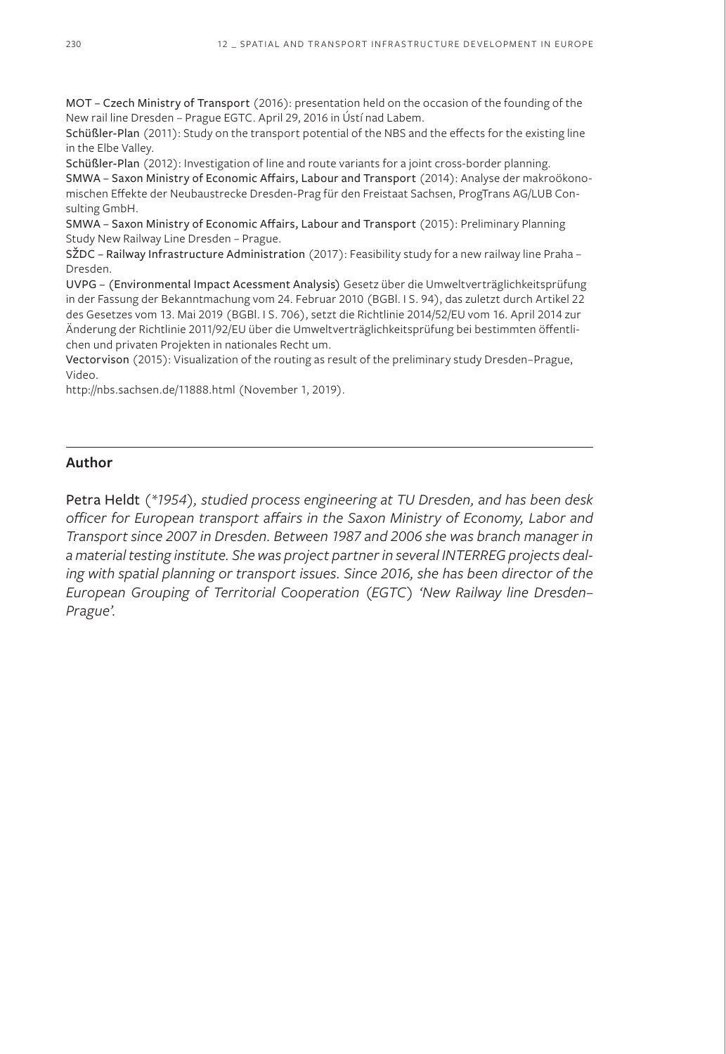MOT – Czech Ministry of Transport (2016): presentation held on the occasion of the founding of the New rail line Dresden – Prague EGTC. April 29, 2016 in Ústí nad Labem.

Schüßler-Plan (2011): Study on the transport potential of the NBS and the effects for the existing line in the Elbe Valley.

Schüßler-Plan (2012): Investigation of line and route variants for a joint cross-border planning.

SMWA – Saxon Ministry of Economic Affairs, Labour and Transport (2014): Analyse der makroökonomischen Effekte der Neubaustrecke Dresden-Prag für den Freistaat Sachsen, ProgTrans AG/LUB Consulting GmbH.

SMWA – Saxon Ministry of Economic Affairs, Labour and Transport (2015): Preliminary Planning Study New Railway Line Dresden – Prague.

SŽDC – Railway Infrastructure Administration (2017): Feasibility study for a new railway line Praha – Dresden.

UVPG – (Environmental Impact Acessment Analysis) Gesetz über die Umweltverträglichkeitsprüfung in der Fassung der Bekanntmachung vom 24. Februar 2010 (BGBl. I S. 94), das zuletzt durch Artikel 22 des Gesetzes vom 13. Mai 2019 (BGBl. I S. 706), setzt die Richtlinie 2014/52/EU vom 16. April 2014 zur Änderung der Richtlinie 2011/92/EU über die Umweltverträglichkeitsprüfung bei bestimmten öffentlichen und privaten Projekten in nationales Recht um.

Vectorvison (2015): Visualization of the routing as result of the preliminary study Dresden–Prague, Video.

http://nbs.sachsen.de/11888.html (November 1, 2019).

## Author

Petra Heldt *(\*1954), studied process engineering at TU Dresden, and has been desk officer for European transport affairs in the Saxon Ministry of Economy, Labor and Transport since 2007 in Dresden. Between 1987 and 2006 she was branch manager in a material testing institute. She was project partner in several INTERREG projects dealing with spatial planning or transport issues. Since 2016, she has been director of the European Grouping of Territorial Cooperation (EGTC) 'New Railway line Dresden–Prague'.*